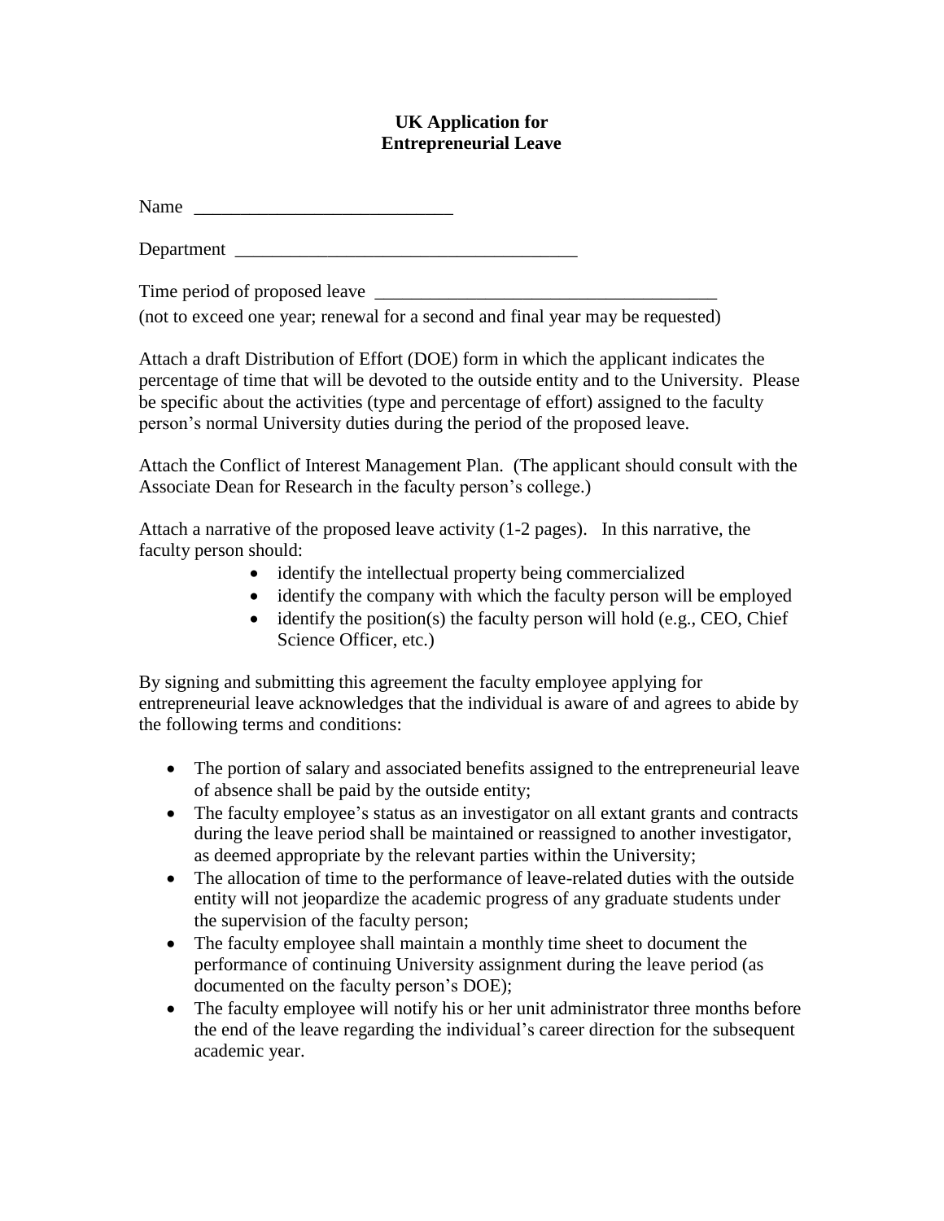# UK Application for Entrepreneurial Leave

Name ____________________________

Department ______________________________________

Time period of proposed leave _____________________________________

(not to exceed one year; renewal for a second and final year may be requested)

Attach a draft Distribution of Effort (DOE) form in which the applicant indicates the percentage of time that will be devoted to the outside entity and to the University. Please be specific about the activities (type and percentage of effort) assigned to the faculty person's normal University duties during the period of the proposed leave.

Attach the Conflict of Interest Management Plan. (The applicant should consult with the Associate Dean for Research in the faculty person's college.)

Attach a narrative of the proposed leave activity (1-2 pages). In this narrative, the faculty person should:

- identify the intellectual property being commercialized
- identify the company with which the faculty person will be employed
- identify the position(s) the faculty person will hold (e.g., CEO, Chief Science Officer, etc.)

By signing and submitting this agreement the faculty employee applying for entrepreneurial leave acknowledges that the individual is aware of and agrees to abide by the following terms and conditions:

- The portion of salary and associated benefits assigned to the entrepreneurial leave of absence shall be paid by the outside entity;
- The faculty employee's status as an investigator on all extant grants and contracts during the leave period shall be maintained or reassigned to another investigator, as deemed appropriate by the relevant parties within the University;
- The allocation of time to the performance of leave-related duties with the outside entity will not jeopardize the academic progress of any graduate students under the supervision of the faculty person;
- The faculty employee shall maintain a monthly time sheet to document the performance of continuing University assignment during the leave period (as documented on the faculty person's DOE);
- The faculty employee will notify his or her unit administrator three months before the end of the leave regarding the individual's career direction for the subsequent academic year.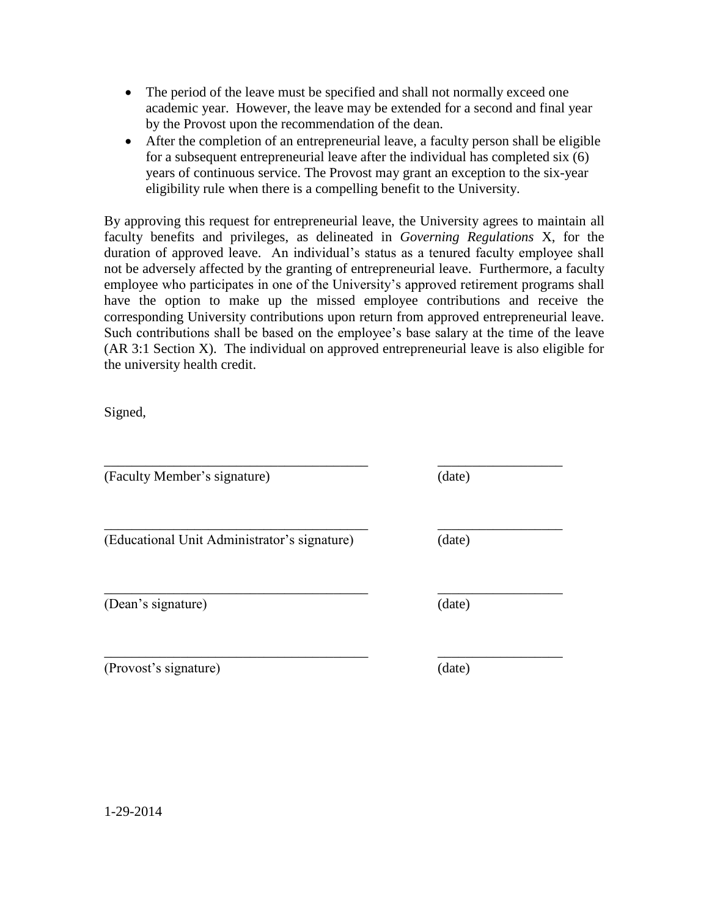- The period of the leave must be specified and shall not normally exceed one academic year. However, the leave may be extended for a second and final year by the Provost upon the recommendation of the dean.
- After the completion of an entrepreneurial leave, a faculty person shall be eligible for a subsequent entrepreneurial leave after the individual has completed six (6) years of continuous service. The Provost may grant an exception to the six-year eligibility rule when there is a compelling benefit to the University.

By approving this request for entrepreneurial leave, the University agrees to maintain all faculty benefits and privileges, as delineated in *Governing Regulations* X, for the duration of approved leave. An individual's status as a tenured faculty employee shall not be adversely affected by the granting of entrepreneurial leave. Furthermore, a faculty employee who participates in one of the University's approved retirement programs shall have the option to make up the missed employee contributions and receive the corresponding University contributions upon return from approved entrepreneurial leave. Such contributions shall be based on the employee's base salary at the time of the leave (AR 3:1 Section X). The individual on approved entrepreneurial leave is also eligible for the university health credit.

Signed,

_____________________________________ _________________
(Faculty Member's signature) (date)

_____________________________________ _________________
(Educational Unit Administrator's signature) (date)

_____________________________________ _________________
(Dean's signature) (date)

_____________________________________ _________________
(Provost's signature) (date)

1-29-2014